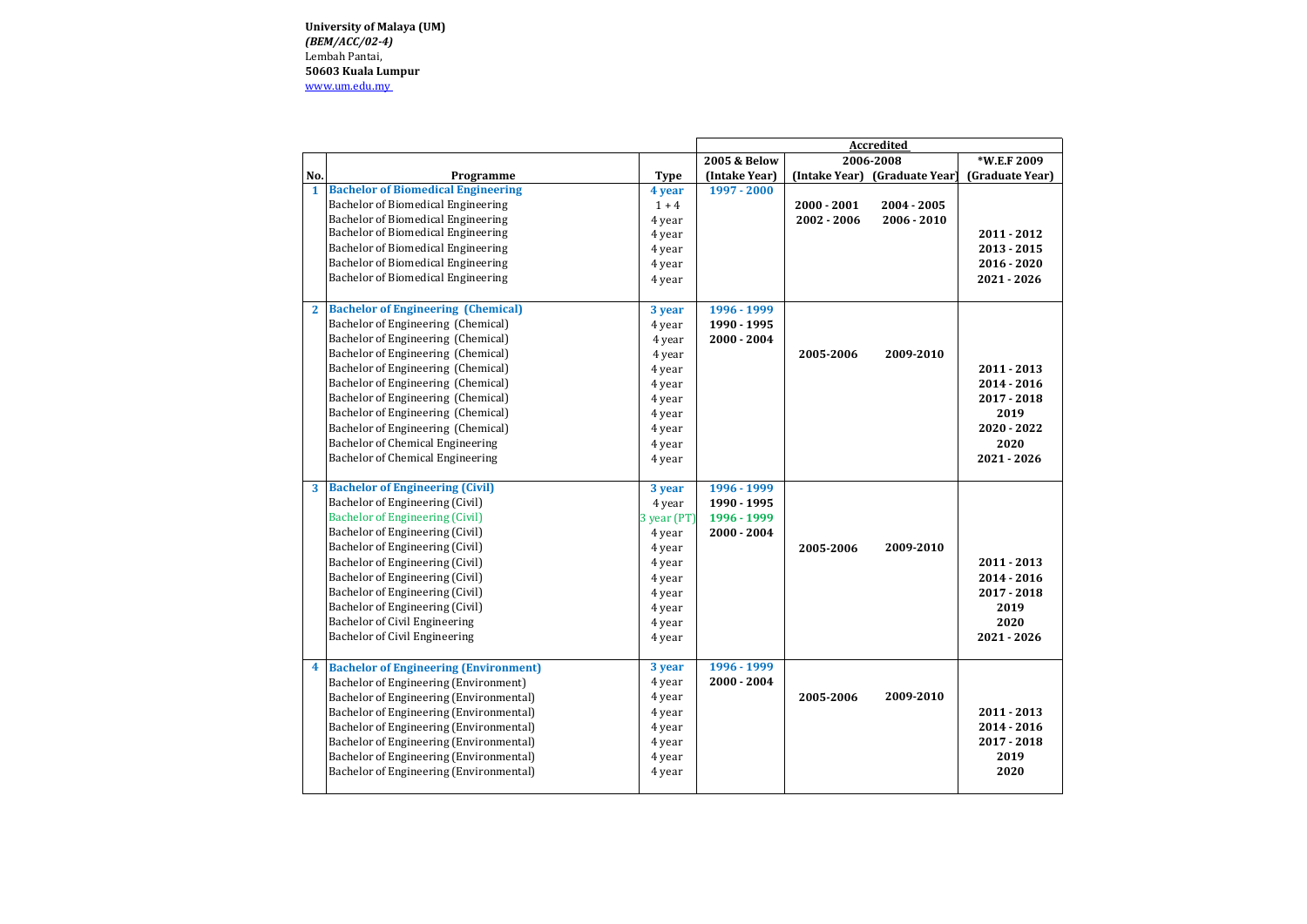**University of Malaya (UM)**
***(BEM/ACC/02-4)***
Lembah Pantai,
**50603 Kuala Lumpur**
www.um.edu.my

| | | | **Accredited** | | | |
|---|---|---|---|---|---|---|
| **No.** | **Programme** | **Type** | **2005 & Below (Intake Year)** | **2006-2008 (Intake Year)** | **(Graduate Year)** | ***W.E.F 2009 (Graduate Year)** |
| **1** | **Bachelor of Biomedical Engineering** | **4 year** | **1997 - 2000** | | | |
| | Bachelor of Biomedical Engineering | 1 + 4 | | **2000 - 2001** | **2004 - 2005** | |
| | Bachelor of Biomedical Engineering | 4 year | | **2002 - 2006** | **2006 - 2010** | |
| | Bachelor of Biomedical Engineering | 4 year | | | | **2011 - 2012** |
| | Bachelor of Biomedical Engineering | 4 year | | | | **2013 - 2015** |
| | Bachelor of Biomedical Engineering | 4 year | | | | **2016 - 2020** |
| | Bachelor of Biomedical Engineering | 4 year | | | | **2021 - 2026** |
| **2** | **Bachelor of Engineering (Chemical)** | **3 year** | **1996 - 1999** | | | |
| | Bachelor of Engineering (Chemical) | 4 year | **1990 - 1995** | | | |
| | Bachelor of Engineering (Chemical) | 4 year | **2000 - 2004** | | | |
| | Bachelor of Engineering (Chemical) | 4 year | | **2005-2006** | **2009-2010** | |
| | Bachelor of Engineering (Chemical) | 4 year | | | | **2011 - 2013** |
| | Bachelor of Engineering (Chemical) | 4 year | | | | **2014 - 2016** |
| | Bachelor of Engineering (Chemical) | 4 year | | | | **2017 - 2018** |
| | Bachelor of Engineering (Chemical) | 4 year | | | | **2019** |
| | Bachelor of Engineering (Chemical) | 4 year | | | | **2020 - 2022** |
| | Bachelor of Chemical Engineering | 4 year | | | | **2020** |
| | Bachelor of Chemical Engineering | 4 year | | | | **2021 - 2026** |
| **3** | **Bachelor of Engineering (Civil)** | **3 year** | **1996 - 1999** | | | |
| | Bachelor of Engineering (Civil) | 4 year | **1990 - 1995** | | | |
| | Bachelor of Engineering (Civil) | 3 year (PT) | **1996 - 1999** | | | |
| | Bachelor of Engineering (Civil) | 4 year | **2000 - 2004** | | | |
| | Bachelor of Engineering (Civil) | 4 year | | **2005-2006** | **2009-2010** | |
| | Bachelor of Engineering (Civil) | 4 year | | | | **2011 - 2013** |
| | Bachelor of Engineering (Civil) | 4 year | | | | **2014 - 2016** |
| | Bachelor of Engineering (Civil) | 4 year | | | | **2017 - 2018** |
| | Bachelor of Engineering (Civil) | 4 year | | | | **2019** |
| | Bachelor of Civil Engineering | 4 year | | | | **2020** |
| | Bachelor of Civil Engineering | 4 year | | | | **2021 - 2026** |
| **4** | **Bachelor of Engineering (Environment)** | **3 year** | **1996 - 1999** | | | |
| | Bachelor of Engineering (Environment) | 4 year | **2000 - 2004** | | | |
| | Bachelor of Engineering (Environmental) | 4 year | | **2005-2006** | **2009-2010** | |
| | Bachelor of Engineering (Environmental) | 4 year | | | | **2011 - 2013** |
| | Bachelor of Engineering (Environmental) | 4 year | | | | **2014 - 2016** |
| | Bachelor of Engineering (Environmental) | 4 year | | | | **2017 - 2018** |
| | Bachelor of Engineering (Environmental) | 4 year | | | | **2019** |
| | Bachelor of Engineering (Environmental) | 4 year | | | | **2020** |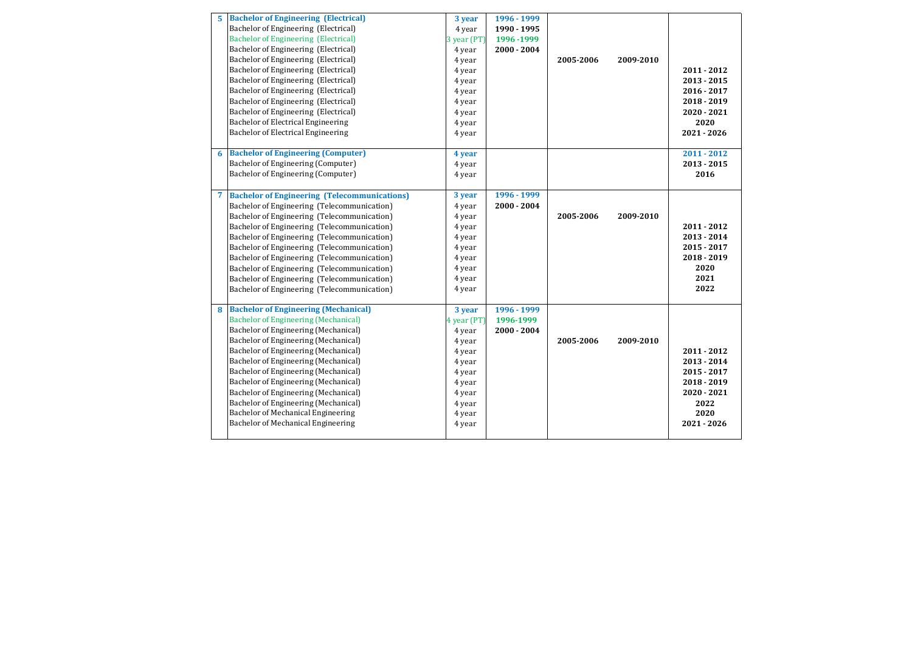| | | | | | | |
|---|---|---|---|---|---|---|
| **5** | **Bachelor of Engineering (Electrical)** | **3 year** | **1996 - 1999** | | | |
| | Bachelor of Engineering (Electrical) | 4 year | **1990 - 1995** | | | |
| | Bachelor of Engineering (Electrical) | 3 year (PT) | **1996 -1999** | | | |
| | Bachelor of Engineering (Electrical) | 4 year | **2000 - 2004** | | | |
| | Bachelor of Engineering (Electrical) | 4 year | | **2005-2006** | **2009-2010** | |
| | Bachelor of Engineering (Electrical) | 4 year | | | | **2011 - 2012** |
| | Bachelor of Engineering (Electrical) | 4 year | | | | **2013 - 2015** |
| | Bachelor of Engineering (Electrical) | 4 year | | | | **2016 - 2017** |
| | Bachelor of Engineering (Electrical) | 4 year | | | | **2018 - 2019** |
| | Bachelor of Engineering (Electrical) | 4 year | | | | **2020 - 2021** |
| | Bachelor of Electrical Engineering | 4 year | | | | **2020** |
| | Bachelor of Electrical Engineering | 4 year | | | | **2021 - 2026** |
| **6** | **Bachelor of Engineering (Computer)** | **4 year** | | | | **2011 - 2012** |
| | Bachelor of Engineering (Computer) | 4 year | | | | **2013 - 2015** |
| | Bachelor of Engineering (Computer) | 4 year | | | | **2016** |
| **7** | **Bachelor of Engineering (Telecommunications)** | **3 year** | **1996 - 1999** | | | |
| | Bachelor of Engineering (Telecommunication) | 4 year | **2000 - 2004** | | | |
| | Bachelor of Engineering (Telecommunication) | 4 year | | **2005-2006** | **2009-2010** | |
| | Bachelor of Engineering (Telecommunication) | 4 year | | | | **2011 - 2012** |
| | Bachelor of Engineering (Telecommunication) | 4 year | | | | **2013 - 2014** |
| | Bachelor of Engineering (Telecommunication) | 4 year | | | | **2015 - 2017** |
| | Bachelor of Engineering (Telecommunication) | 4 year | | | | **2018 - 2019** |
| | Bachelor of Engineering (Telecommunication) | 4 year | | | | **2020** |
| | Bachelor of Engineering (Telecommunication) | 4 year | | | | **2021** |
| | Bachelor of Engineering (Telecommunication) | 4 year | | | | **2022** |
| **8** | **Bachelor of Engineering (Mechanical)** | **3 year** | **1996 - 1999** | | | |
| | Bachelor of Engineering (Mechanical) | 4 year (PT) | **1996-1999** | | | |
| | Bachelor of Engineering (Mechanical) | 4 year | **2000 - 2004** | | | |
| | Bachelor of Engineering (Mechanical) | 4 year | | **2005-2006** | **2009-2010** | |
| | Bachelor of Engineering (Mechanical) | 4 year | | | | **2011 - 2012** |
| | Bachelor of Engineering (Mechanical) | 4 year | | | | **2013 - 2014** |
| | Bachelor of Engineering (Mechanical) | 4 year | | | | **2015 - 2017** |
| | Bachelor of Engineering (Mechanical) | 4 year | | | | **2018 - 2019** |
| | Bachelor of Engineering (Mechanical) | 4 year | | | | **2020 - 2021** |
| | Bachelor of Engineering (Mechanical) | 4 year | | | | **2022** |
| | Bachelor of Mechanical Engineering | 4 year | | | | **2020** |
| | Bachelor of Mechanical Engineering | 4 year | | | | **2021 - 2026** |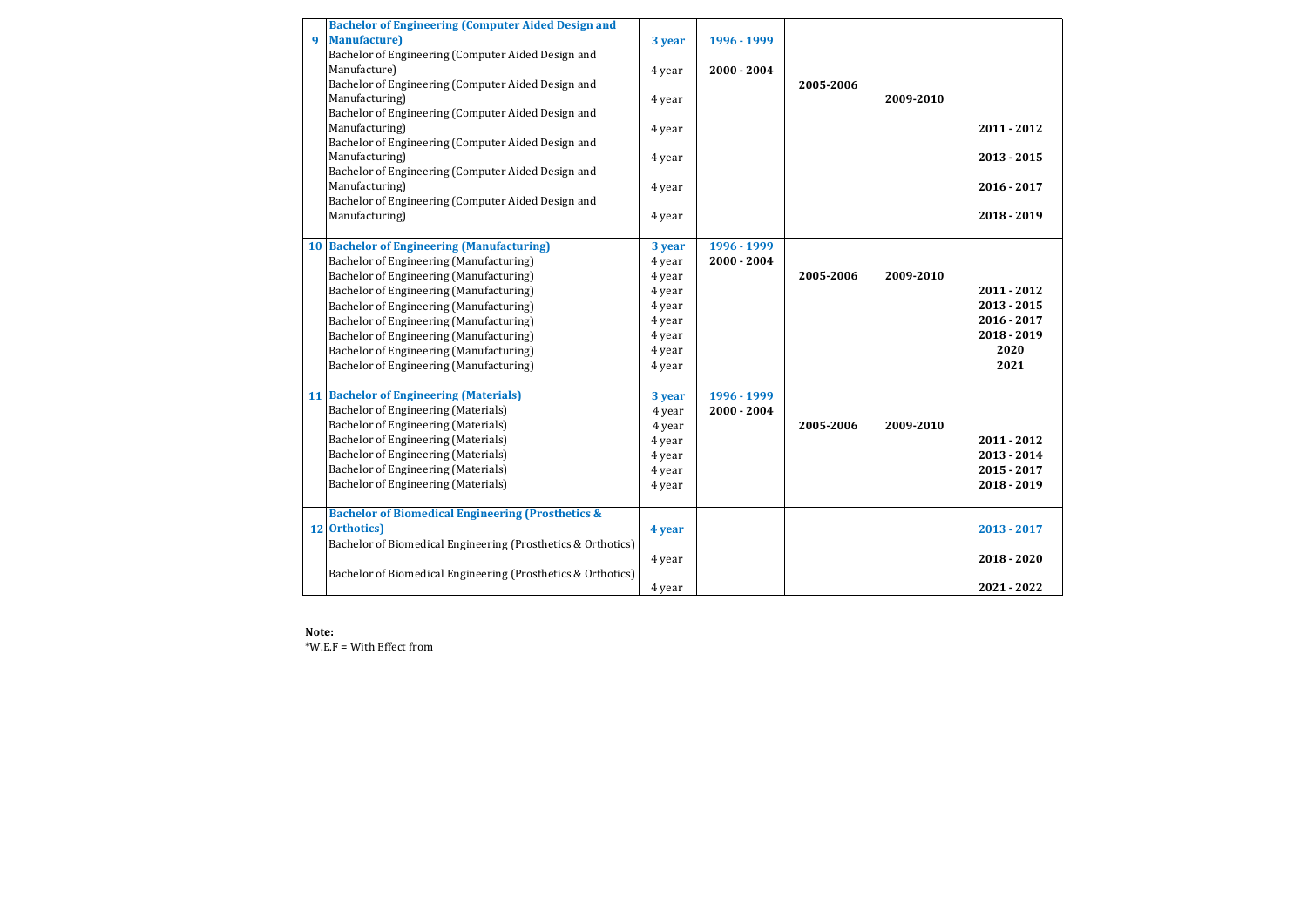| | | | | | |
|---|---|---|---|---|---|
| 9 | **Bachelor of Engineering (Computer Aided Design and Manufacture)** | **3 year** | **1996 - 1999** | | |
| | Bachelor of Engineering (Computer Aided Design and Manufacture) | 4 year | **2000 - 2004** | | |
| | Bachelor of Engineering (Computer Aided Design and Manufacturing) | 4 year | | **2005-2006** **2009-2010** | |
| | Bachelor of Engineering (Computer Aided Design and Manufacturing) | 4 year | | | **2011 - 2012** |
| | Bachelor of Engineering (Computer Aided Design and Manufacturing) | 4 year | | | **2013 - 2015** |
| | Bachelor of Engineering (Computer Aided Design and Manufacturing) | 4 year | | | **2016 - 2017** |
| | Bachelor of Engineering (Computer Aided Design and Manufacturing) | 4 year | | | **2018 - 2019** |
| 10 | **Bachelor of Engineering (Manufacturing)** | **3 year** | **1996 - 1999** | | |
| | Bachelor of Engineering (Manufacturing) | 4 year | **2000 - 2004** | | |
| | Bachelor of Engineering (Manufacturing) | 4 year | | **2005-2006** **2009-2010** | |
| | Bachelor of Engineering (Manufacturing) | 4 year | | | **2011 - 2012** |
| | Bachelor of Engineering (Manufacturing) | 4 year | | | **2013 - 2015** |
| | Bachelor of Engineering (Manufacturing) | 4 year | | | **2016 - 2017** |
| | Bachelor of Engineering (Manufacturing) | 4 year | | | **2018 - 2019** |
| | Bachelor of Engineering (Manufacturing) | 4 year | | | **2020** |
| | Bachelor of Engineering (Manufacturing) | 4 year | | | **2021** |
| 11 | **Bachelor of Engineering (Materials)** | **3 year** | **1996 - 1999** | | |
| | Bachelor of Engineering (Materials) | 4 year | **2000 - 2004** | | |
| | Bachelor of Engineering (Materials) | 4 year | | **2005-2006** **2009-2010** | |
| | Bachelor of Engineering (Materials) | 4 year | | | **2011 - 2012** |
| | Bachelor of Engineering (Materials) | 4 year | | | **2013 - 2014** |
| | Bachelor of Engineering (Materials) | 4 year | | | **2015 - 2017** |
| | Bachelor of Engineering (Materials) | 4 year | | | **2018 - 2019** |
| 12 | **Bachelor of Biomedical Engineering (Prosthetics & Orthotics)** | **4 year** | | | **2013 - 2017** |
| | Bachelor of Biomedical Engineering (Prosthetics & Orthotics) | 4 year | | | **2018 - 2020** |
| | Bachelor of Biomedical Engineering (Prosthetics & Orthotics) | 4 year | | | **2021 - 2022** |

**Note:**
*W.E.F = With Effect from